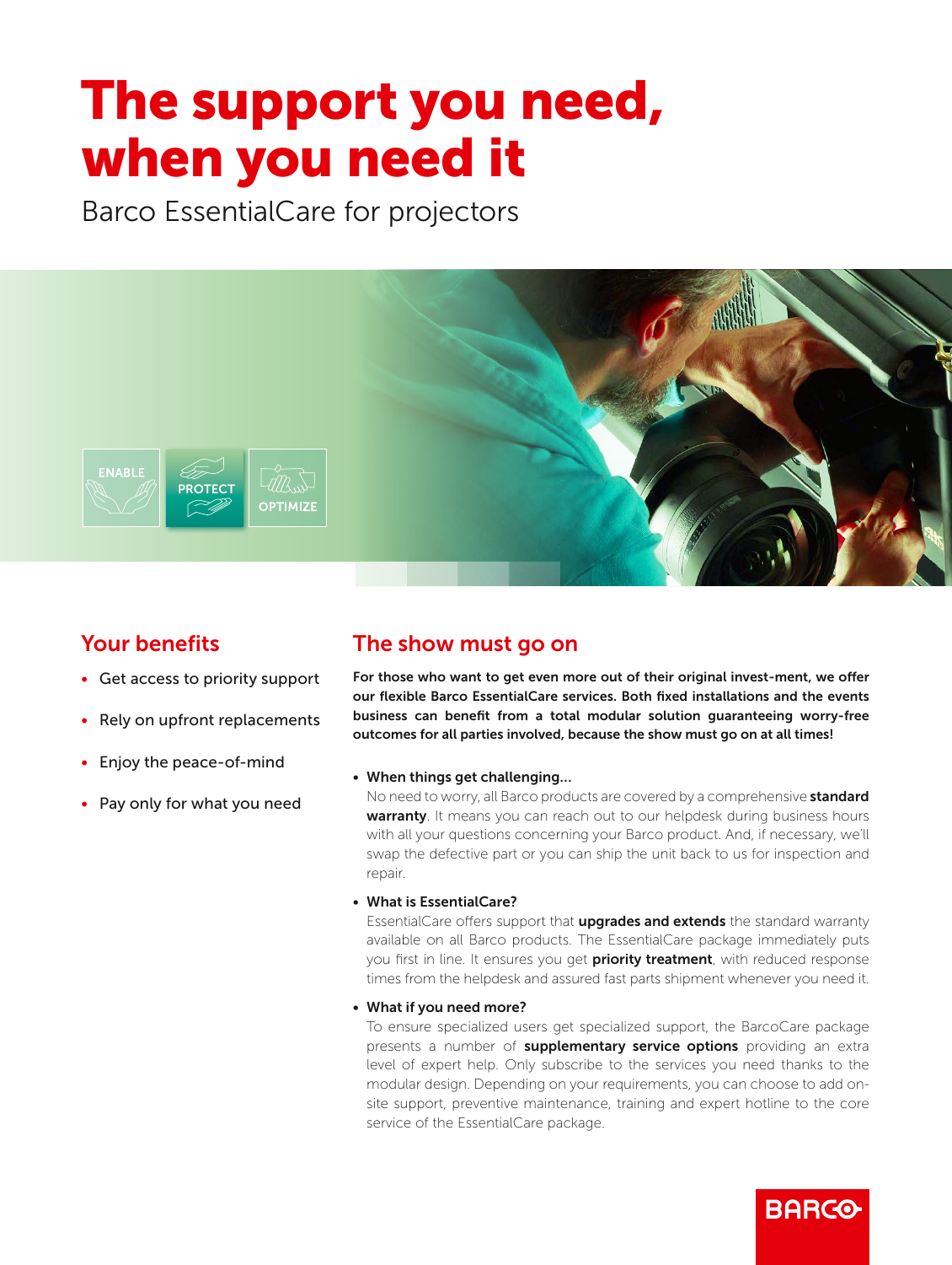# The support you need, when you need it

Barco EssentialCare for projectors

ENABLE PROTECT OPTIMIZE

## Your benefits

- Get access to priority support
- Rely on upfront replacements
- Enjoy the peace-of-mind
- Pay only for what you need

## The show must go on

**For those who want to get even more out of their original invest-ment, we offer our flexible Barco EssentialCare services. Both fixed installations and the events business can benefit from a total modular solution guaranteeing worry-free outcomes for all parties involved, because the show must go on at all times!**

- **When things get challenging...**
  No need to worry, all Barco products are covered by a comprehensive **standard warranty**. It means you can reach out to our helpdesk during business hours with all your questions concerning your Barco product. And, if necessary, we'll swap the defective part or you can ship the unit back to us for inspection and repair.

- **What is EssentialCare?**
  EssentialCare offers support that **upgrades and extends** the standard warranty available on all Barco products. The EssentialCare package immediately puts you first in line. It ensures you get **priority treatment**, with reduced response times from the helpdesk and assured fast parts shipment whenever you need it.

- **What if you need more?**
  To ensure specialized users get specialized support, the BarcoCare package presents a number of **supplementary service options** providing an extra level of expert help. Only subscribe to the services you need thanks to the modular design. Depending on your requirements, you can choose to add on-site support, preventive maintenance, training and expert hotline to the core service of the EssentialCare package.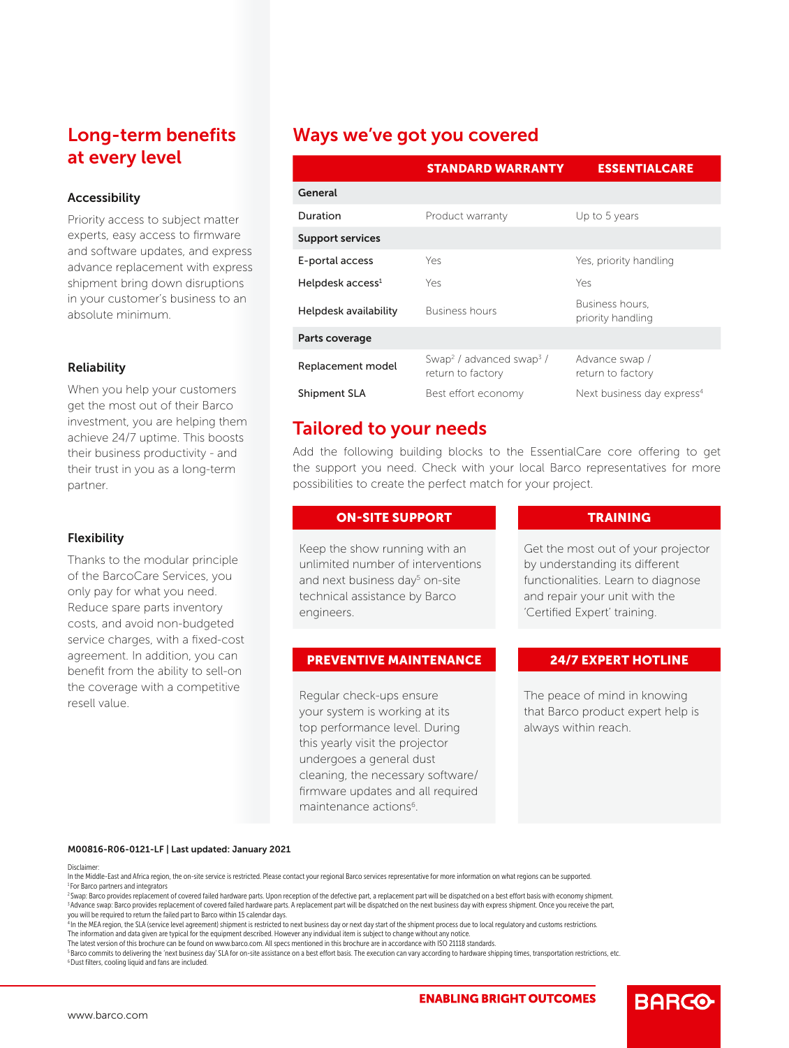## Long-term benefits at every level

### Accessibility

Priority access to subject matter experts, easy access to firmware and software updates, and express advance replacement with express shipment bring down disruptions in your customer's business to an absolute minimum.

### Reliability

When you help your customers get the most out of their Barco investment, you are helping them achieve 24/7 uptime. This boosts their business productivity - and their trust in you as a long-term partner.

### Flexibility

Thanks to the modular principle of the BarcoCare Services, you only pay for what you need. Reduce spare parts inventory costs, and avoid non-budgeted service charges, with a fixed-cost agreement. In addition, you can benefit from the ability to sell-on the coverage with a competitive resell value.

## Ways we've got you covered

| | STANDARD WARRANTY | ESSENTIALCARE |
|---|---|---|
| **General** | | |
| Duration | Product warranty | Up to 5 years |
| **Support services** | | |
| E-portal access | Yes | Yes, priority handling |
| Helpdesk access[1] | Yes | Yes |
| Helpdesk availability | Business hours | Business hours, priority handling |
| **Parts coverage** | | |
| Replacement model | Swap[2] / advanced swap[3] / return to factory | Advance swap / return to factory |
| Shipment SLA | Best effort economy | Next business day express[4] |

## Tailored to your needs

Add the following building blocks to the EssentialCare core offering to get the support you need. Check with your local Barco representatives for more possibilities to create the perfect match for your project.

### ON-SITE SUPPORT

Keep the show running with an unlimited number of interventions and next business day[5] on-site technical assistance by Barco engineers.

### TRAINING

Get the most out of your projector by understanding its different functionalities. Learn to diagnose and repair your unit with the 'Certified Expert' training.

### PREVENTIVE MAINTENANCE

Regular check-ups ensure your system is working at its top performance level. During this yearly visit the projector undergoes a general dust cleaning, the necessary software/ firmware updates and all required maintenance actions[6].

### 24/7 EXPERT HOTLINE

The peace of mind in knowing that Barco product expert help is always within reach.

**M00816-R06-0121-LF | Last updated: January 2021**

Disclaimer:
In the Middle-East and Africa region, the on-site service is restricted. Please contact your regional Barco services representative for more information on what regions can be supported.
[1] For Barco partners and integrators
[2] Swap: Barco provides replacement of covered failed hardware parts. Upon reception of the defective part, a replacement part will be dispatched on a best effort basis with economy shipment.
[3] Advance swap: Barco provides replacement of covered failed hardware parts. A replacement part will be dispatched on the next business day with express shipment. Once you receive the part, you will be required to return the failed part to Barco within 15 calendar days.
[4] In the MEA region, the SLA (service level agreement) shipment is restricted to next business day or next day start of the shipment process due to local regulatory and customs restrictions.
The information and data given are typical for the equipment described. However any individual item is subject to change without any notice.
The latest version of this brochure can be found on www.barco.com. All specs mentioned in this brochure are in accordance with ISO 21118 standards.
[5] Barco commits to delivering the 'next business day' SLA for on-site assistance on a best effort basis. The execution can vary according to hardware shipping times, transportation restrictions, etc.
[6] Dust filters, cooling liquid and fans are included.

www.barco.com

ENABLING BRIGHT OUTCOMES

BARCO